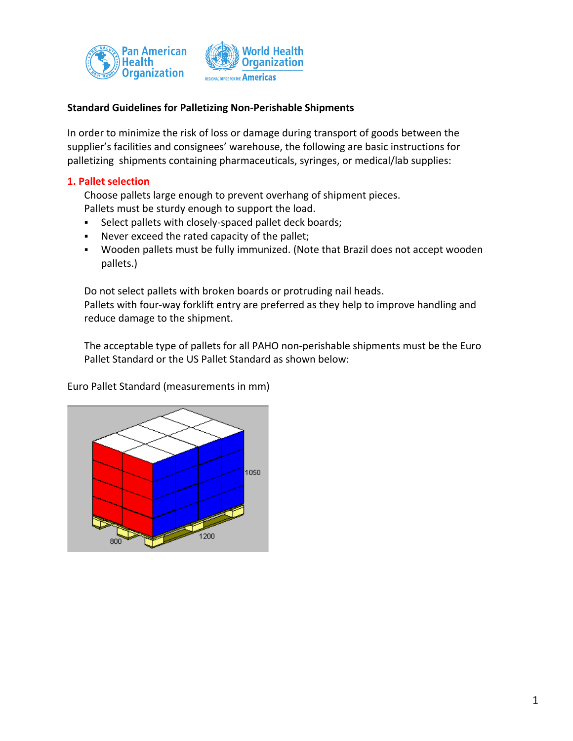Pan American Health Organization | World Health Organization — Regional Office for the Americas

**Standard Guidelines for Palletizing Non-Perishable Shipments**

In order to minimize the risk of loss or damage during transport of goods between the supplier's facilities and consignees' warehouse, the following are basic instructions for palletizing shipments containing pharmaceuticals, syringes, or medical/lab supplies:

## 1. Pallet selection

Choose pallets large enough to prevent overhang of shipment pieces.
Pallets must be sturdy enough to support the load.

- Select pallets with closely-spaced pallet deck boards;
- Never exceed the rated capacity of the pallet;
- Wooden pallets must be fully immunized. (Note that Brazil does not accept wooden pallets.)

Do not select pallets with broken boards or protruding nail heads.
Pallets with four-way forklift entry are preferred as they help to improve handling and reduce damage to the shipment.

The acceptable type of pallets for all PAHO non-perishable shipments must be the Euro Pallet Standard or the US Pallet Standard as shown below:

Euro Pallet Standard (measurements in mm)

800 × 1200 × 1050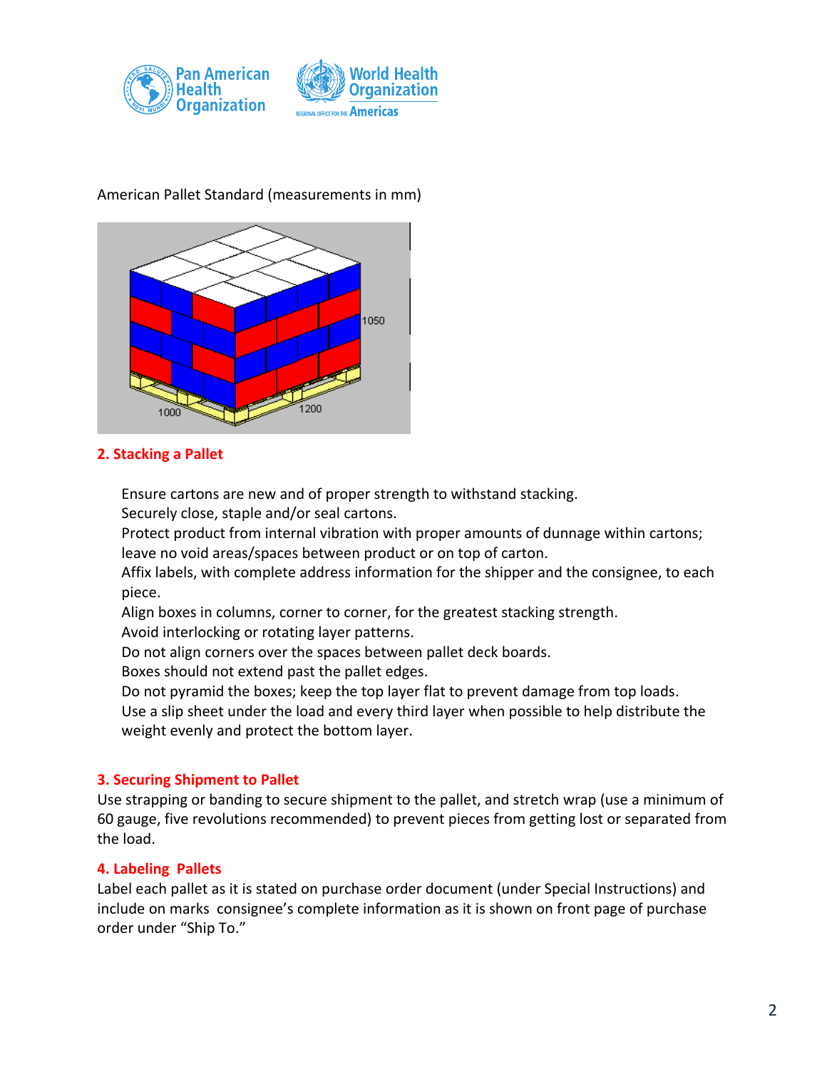American Pallet Standard (measurements in mm)

## 2. Stacking a Pallet

Ensure cartons are new and of proper strength to withstand stacking.
Securely close, staple and/or seal cartons.
Protect product from internal vibration with proper amounts of dunnage within cartons; leave no void areas/spaces between product or on top of carton.
Affix labels, with complete address information for the shipper and the consignee, to each piece.
Align boxes in columns, corner to corner, for the greatest stacking strength.
Avoid interlocking or rotating layer patterns.
Do not align corners over the spaces between pallet deck boards.
Boxes should not extend past the pallet edges.
Do not pyramid the boxes; keep the top layer flat to prevent damage from top loads.
Use a slip sheet under the load and every third layer when possible to help distribute the weight evenly and protect the bottom layer.

## 3. Securing Shipment to Pallet

Use strapping or banding to secure shipment to the pallet, and stretch wrap (use a minimum of 60 gauge, five revolutions recommended) to prevent pieces from getting lost or separated from the load.

## 4. Labeling Pallets

Label each pallet as it is stated on purchase order document (under Special Instructions) and include on marks consignee's complete information as it is shown on front page of purchase order under "Ship To."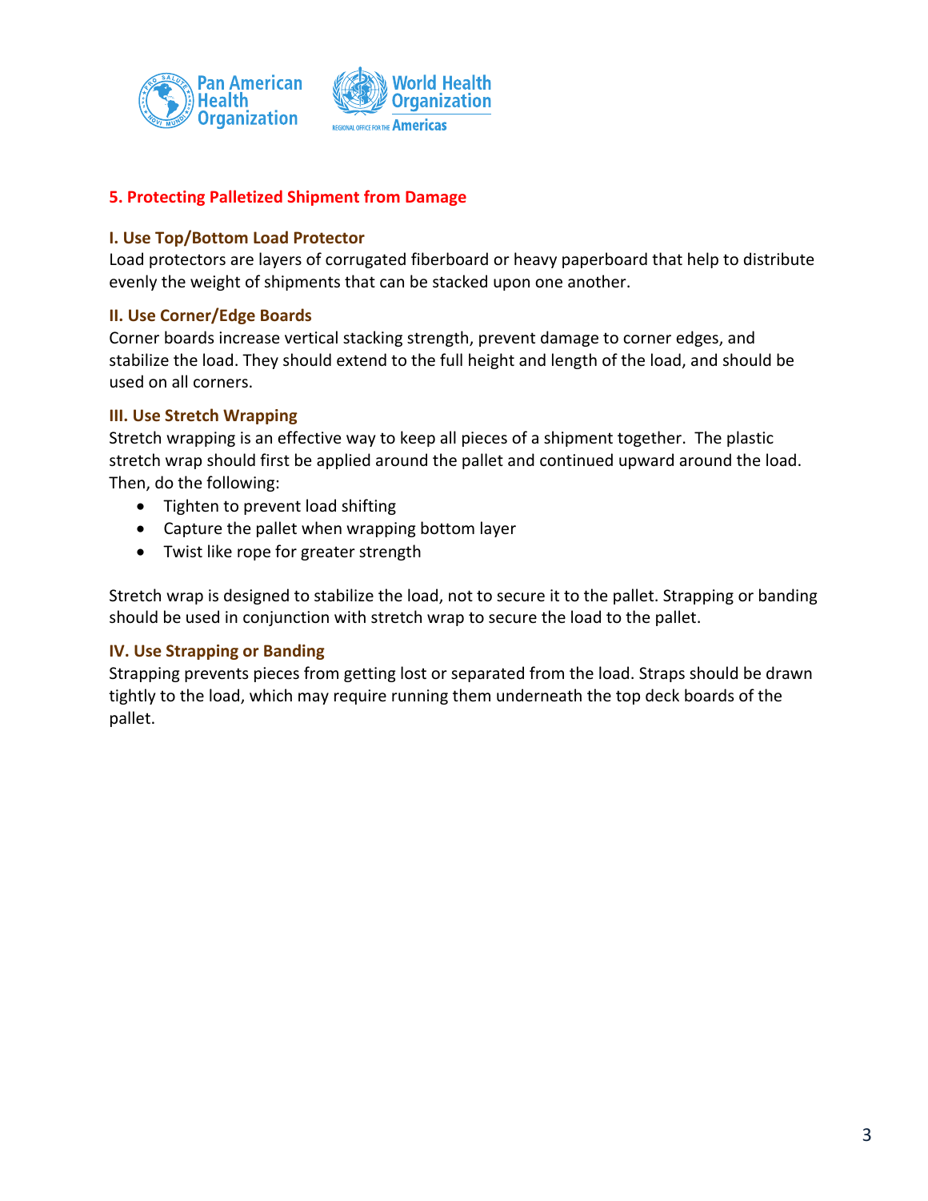## 5. Protecting Palletized Shipment from Damage

### I. Use Top/Bottom Load Protector

Load protectors are layers of corrugated fiberboard or heavy paperboard that help to distribute evenly the weight of shipments that can be stacked upon one another.

### II. Use Corner/Edge Boards

Corner boards increase vertical stacking strength, prevent damage to corner edges, and stabilize the load. They should extend to the full height and length of the load, and should be used on all corners.

### III. Use Stretch Wrapping

Stretch wrapping is an effective way to keep all pieces of a shipment together. The plastic stretch wrap should first be applied around the pallet and continued upward around the load. Then, do the following:

- Tighten to prevent load shifting
- Capture the pallet when wrapping bottom layer
- Twist like rope for greater strength

Stretch wrap is designed to stabilize the load, not to secure it to the pallet. Strapping or banding should be used in conjunction with stretch wrap to secure the load to the pallet.

### IV. Use Strapping or Banding

Strapping prevents pieces from getting lost or separated from the load. Straps should be drawn tightly to the load, which may require running them underneath the top deck boards of the pallet.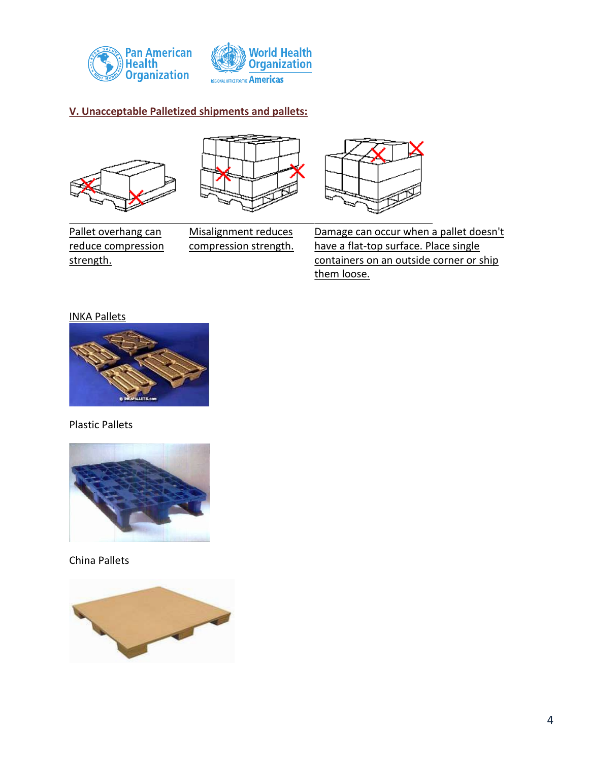## V. Unacceptable Palletized shipments and pallets:

Pallet overhang can reduce compression strength.

Misalignment reduces compression strength.

Damage can occur when a pallet doesn't have a flat-top surface. Place single containers on an outside corner or ship them loose.

INKA Pallets

Plastic Pallets

China Pallets